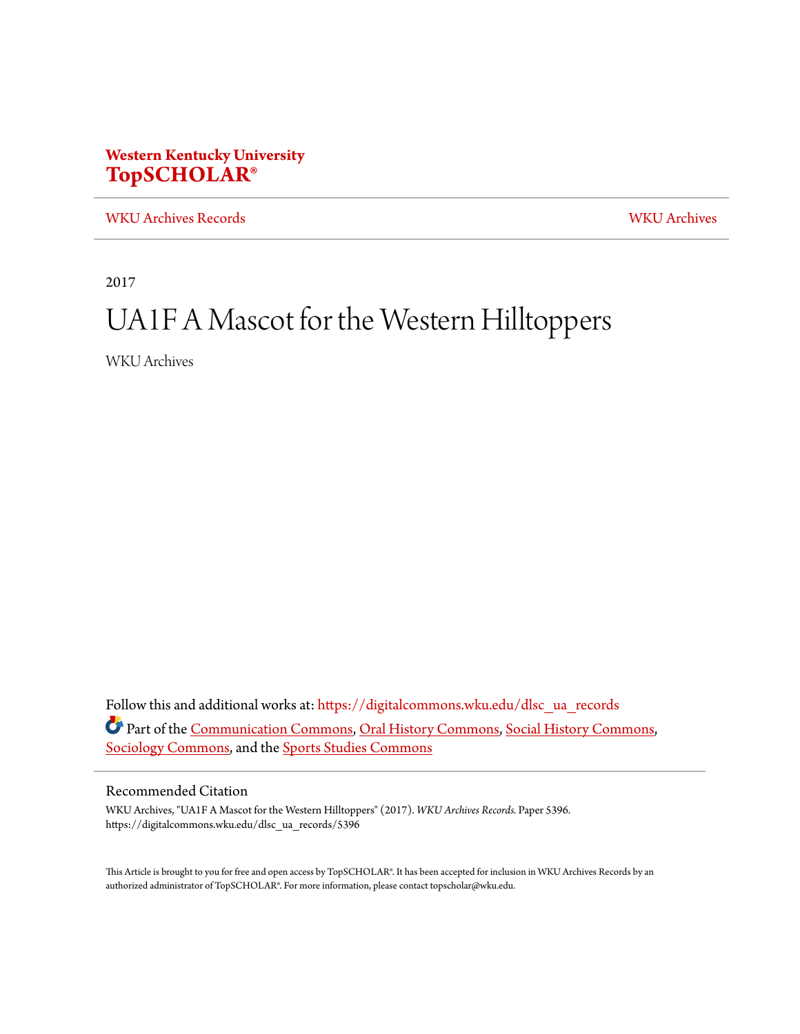Western Kentucky University
**TopSCHOLAR®**

WKU Archives Records | WKU Archives

2017

# UA1F A Mascot for the Western Hilltoppers

WKU Archives

Follow this and additional works at: https://digitalcommons.wku.edu/dlsc_ua_records

Part of the Communication Commons, Oral History Commons, Social History Commons, Sociology Commons, and the Sports Studies Commons

## Recommended Citation

WKU Archives, "UA1F A Mascot for the Western Hilltoppers" (2017). *WKU Archives Records.* Paper 5396.
https://digitalcommons.wku.edu/dlsc_ua_records/5396

This Article is brought to you for free and open access by TopSCHOLAR®. It has been accepted for inclusion in WKU Archives Records by an authorized administrator of TopSCHOLAR®. For more information, please contact topscholar@wku.edu.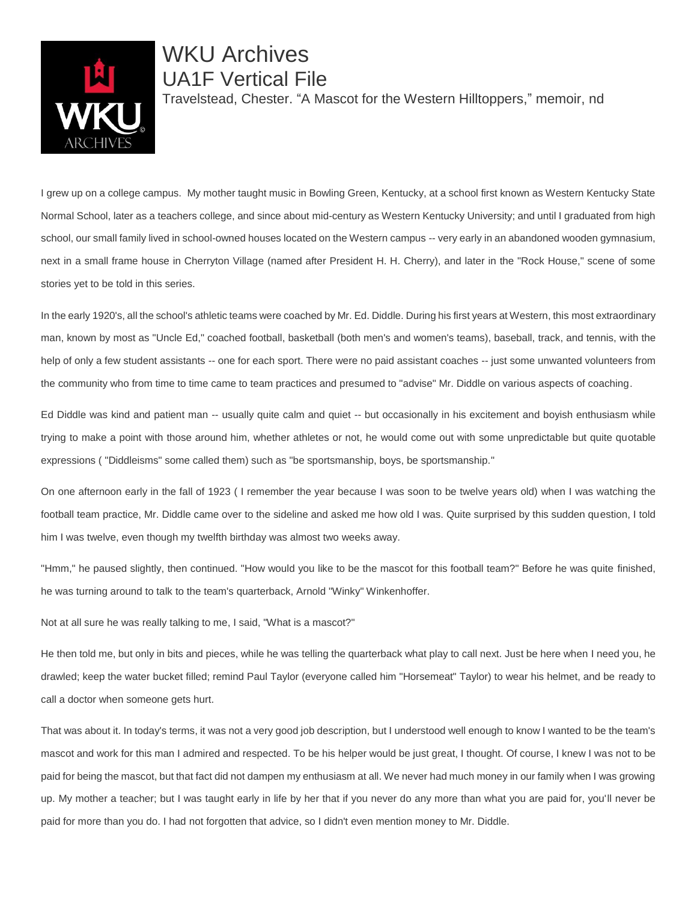# WKU Archives
## UA1F Vertical File

Travelstead, Chester. "A Mascot for the Western Hilltoppers," memoir, nd

I grew up on a college campus. My mother taught music in Bowling Green, Kentucky, at a school first known as Western Kentucky State Normal School, later as a teachers college, and since about mid-century as Western Kentucky University; and until I graduated from high school, our small family lived in school-owned houses located on the Western campus -- very early in an abandoned wooden gymnasium, next in a small frame house in Cherryton Village (named after President H. H. Cherry), and later in the "Rock House," scene of some stories yet to be told in this series.

In the early 1920's, all the school's athletic teams were coached by Mr. Ed. Diddle. During his first years at Western, this most extraordinary man, known by most as "Uncle Ed," coached football, basketball (both men's and women's teams), baseball, track, and tennis, with the help of only a few student assistants -- one for each sport. There were no paid assistant coaches -- just some unwanted volunteers from the community who from time to time came to team practices and presumed to "advise" Mr. Diddle on various aspects of coaching.

Ed Diddle was kind and patient man -- usually quite calm and quiet -- but occasionally in his excitement and boyish enthusiasm while trying to make a point with those around him, whether athletes or not, he would come out with some unpredictable but quite quotable expressions ( "Diddleisms" some called them) such as "be sportsmanship, boys, be sportsmanship."

On one afternoon early in the fall of 1923 ( I remember the year because I was soon to be twelve years old) when I was watching the football team practice, Mr. Diddle came over to the sideline and asked me how old I was. Quite surprised by this sudden question, I told him I was twelve, even though my twelfth birthday was almost two weeks away.

"Hmm," he paused slightly, then continued. "How would you like to be the mascot for this football team?" Before he was quite finished, he was turning around to talk to the team's quarterback, Arnold "Winky" Winkenhoffer.

Not at all sure he was really talking to me, I said, "What is a mascot?"

He then told me, but only in bits and pieces, while he was telling the quarterback what play to call next. Just be here when I need you, he drawled; keep the water bucket filled; remind Paul Taylor (everyone called him "Horsemeat" Taylor) to wear his helmet, and be ready to call a doctor when someone gets hurt.

That was about it. In today's terms, it was not a very good job description, but I understood well enough to know I wanted to be the team's mascot and work for this man I admired and respected. To be his helper would be just great, I thought. Of course, I knew I was not to be paid for being the mascot, but that fact did not dampen my enthusiasm at all. We never had much money in our family when I was growing up. My mother a teacher; but I was taught early in life by her that if you never do any more than what you are paid for, you'll never be paid for more than you do. I had not forgotten that advice, so I didn't even mention money to Mr. Diddle.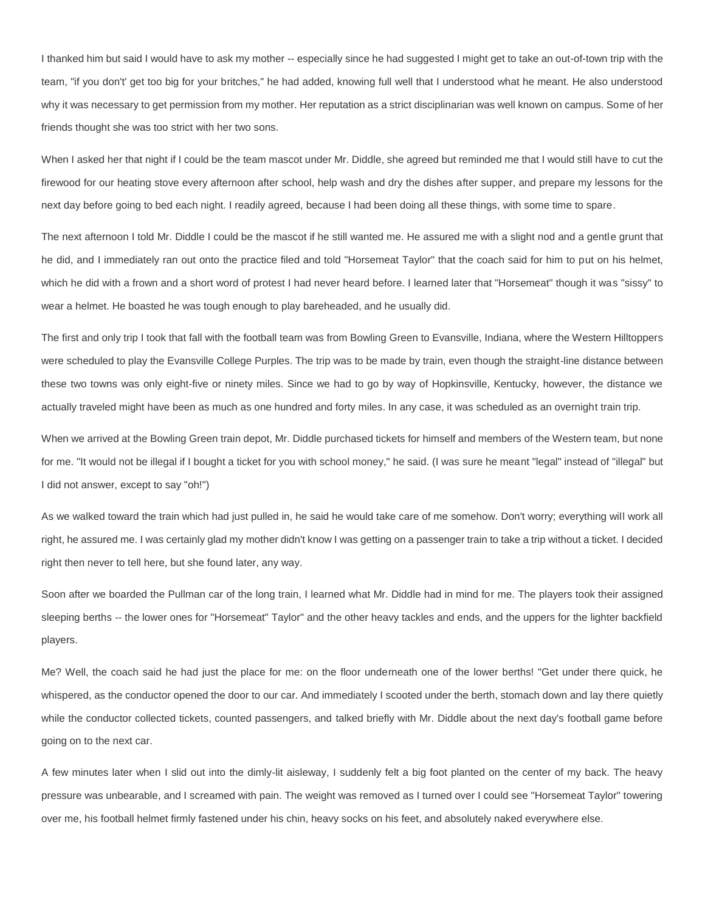I thanked him but said I would have to ask my mother -- especially since he had suggested I might get to take an out-of-town trip with the team, "if you don't' get too big for your britches," he had added, knowing full well that I understood what he meant. He also understood why it was necessary to get permission from my mother. Her reputation as a strict disciplinarian was well known on campus. Some of her friends thought she was too strict with her two sons.

When I asked her that night if I could be the team mascot under Mr. Diddle, she agreed but reminded me that I would still have to cut the firewood for our heating stove every afternoon after school, help wash and dry the dishes after supper, and prepare my lessons for the next day before going to bed each night. I readily agreed, because I had been doing all these things, with some time to spare.

The next afternoon I told Mr. Diddle I could be the mascot if he still wanted me. He assured me with a slight nod and a gentle grunt that he did, and I immediately ran out onto the practice filed and told "Horsemeat Taylor" that the coach said for him to put on his helmet, which he did with a frown and a short word of protest I had never heard before. I learned later that "Horsemeat" though it was "sissy" to wear a helmet. He boasted he was tough enough to play bareheaded, and he usually did.

The first and only trip I took that fall with the football team was from Bowling Green to Evansville, Indiana, where the Western Hilltoppers were scheduled to play the Evansville College Purples. The trip was to be made by train, even though the straight-line distance between these two towns was only eight-five or ninety miles. Since we had to go by way of Hopkinsville, Kentucky, however, the distance we actually traveled might have been as much as one hundred and forty miles. In any case, it was scheduled as an overnight train trip.

When we arrived at the Bowling Green train depot, Mr. Diddle purchased tickets for himself and members of the Western team, but none for me. "It would not be illegal if I bought a ticket for you with school money," he said. (I was sure he meant "legal" instead of "illegal" but I did not answer, except to say "oh!")

As we walked toward the train which had just pulled in, he said he would take care of me somehow. Don't worry; everything will work all right, he assured me. I was certainly glad my mother didn't know I was getting on a passenger train to take a trip without a ticket. I decided right then never to tell here, but she found later, any way.

Soon after we boarded the Pullman car of the long train, I learned what Mr. Diddle had in mind for me. The players took their assigned sleeping berths -- the lower ones for "Horsemeat" Taylor" and the other heavy tackles and ends, and the uppers for the lighter backfield players.

Me? Well, the coach said he had just the place for me: on the floor underneath one of the lower berths! "Get under there quick, he whispered, as the conductor opened the door to our car. And immediately I scooted under the berth, stomach down and lay there quietly while the conductor collected tickets, counted passengers, and talked briefly with Mr. Diddle about the next day's football game before going on to the next car.

A few minutes later when I slid out into the dimly-lit aisleway, I suddenly felt a big foot planted on the center of my back. The heavy pressure was unbearable, and I screamed with pain. The weight was removed as I turned over I could see "Horsemeat Taylor" towering over me, his football helmet firmly fastened under his chin, heavy socks on his feet, and absolutely naked everywhere else.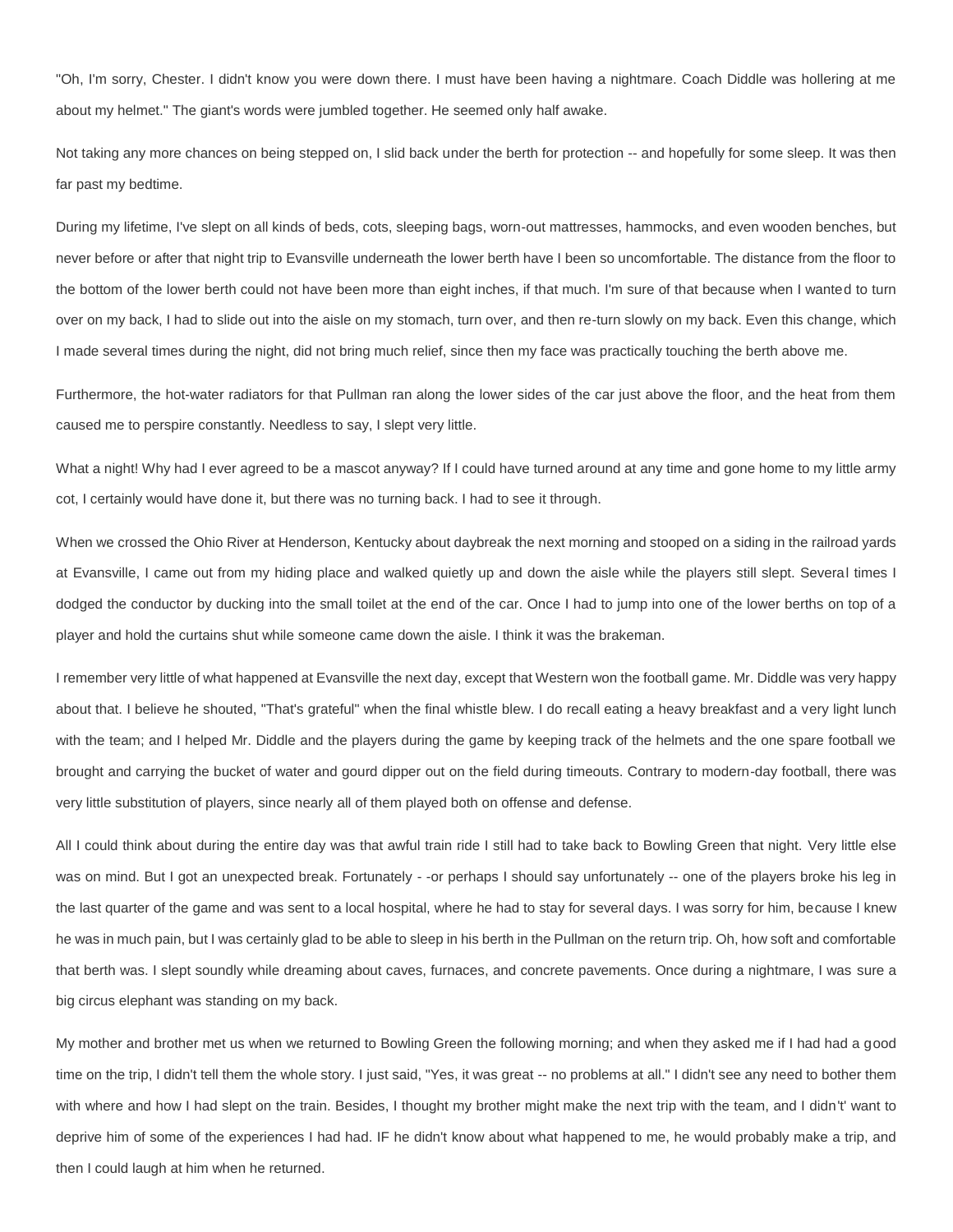"Oh, I'm sorry, Chester. I didn't know you were down there. I must have been having a nightmare. Coach Diddle was hollering at me about my helmet." The giant's words were jumbled together. He seemed only half awake.

Not taking any more chances on being stepped on, I slid back under the berth for protection -- and hopefully for some sleep. It was then far past my bedtime.

During my lifetime, I've slept on all kinds of beds, cots, sleeping bags, worn-out mattresses, hammocks, and even wooden benches, but never before or after that night trip to Evansville underneath the lower berth have I been so uncomfortable. The distance from the floor to the bottom of the lower berth could not have been more than eight inches, if that much. I'm sure of that because when I wanted to turn over on my back, I had to slide out into the aisle on my stomach, turn over, and then re-turn slowly on my back. Even this change, which I made several times during the night, did not bring much relief, since then my face was practically touching the berth above me.

Furthermore, the hot-water radiators for that Pullman ran along the lower sides of the car just above the floor, and the heat from them caused me to perspire constantly. Needless to say, I slept very little.

What a night! Why had I ever agreed to be a mascot anyway? If I could have turned around at any time and gone home to my little army cot, I certainly would have done it, but there was no turning back. I had to see it through.

When we crossed the Ohio River at Henderson, Kentucky about daybreak the next morning and stooped on a siding in the railroad yards at Evansville, I came out from my hiding place and walked quietly up and down the aisle while the players still slept. Several times I dodged the conductor by ducking into the small toilet at the end of the car. Once I had to jump into one of the lower berths on top of a player and hold the curtains shut while someone came down the aisle. I think it was the brakeman.

I remember very little of what happened at Evansville the next day, except that Western won the football game. Mr. Diddle was very happy about that. I believe he shouted, "That's grateful" when the final whistle blew. I do recall eating a heavy breakfast and a very light lunch with the team; and I helped Mr. Diddle and the players during the game by keeping track of the helmets and the one spare football we brought and carrying the bucket of water and gourd dipper out on the field during timeouts. Contrary to modern-day football, there was very little substitution of players, since nearly all of them played both on offense and defense.

All I could think about during the entire day was that awful train ride I still had to take back to Bowling Green that night. Very little else was on mind. But I got an unexpected break. Fortunately - -or perhaps I should say unfortunately -- one of the players broke his leg in the last quarter of the game and was sent to a local hospital, where he had to stay for several days. I was sorry for him, because I knew he was in much pain, but I was certainly glad to be able to sleep in his berth in the Pullman on the return trip. Oh, how soft and comfortable that berth was. I slept soundly while dreaming about caves, furnaces, and concrete pavements. Once during a nightmare, I was sure a big circus elephant was standing on my back.

My mother and brother met us when we returned to Bowling Green the following morning; and when they asked me if I had had a good time on the trip, I didn't tell them the whole story. I just said, "Yes, it was great -- no problems at all." I didn't see any need to bother them with where and how I had slept on the train. Besides, I thought my brother might make the next trip with the team, and I didn't' want to deprive him of some of the experiences I had had. IF he didn't know about what happened to me, he would probably make a trip, and then I could laugh at him when he returned.